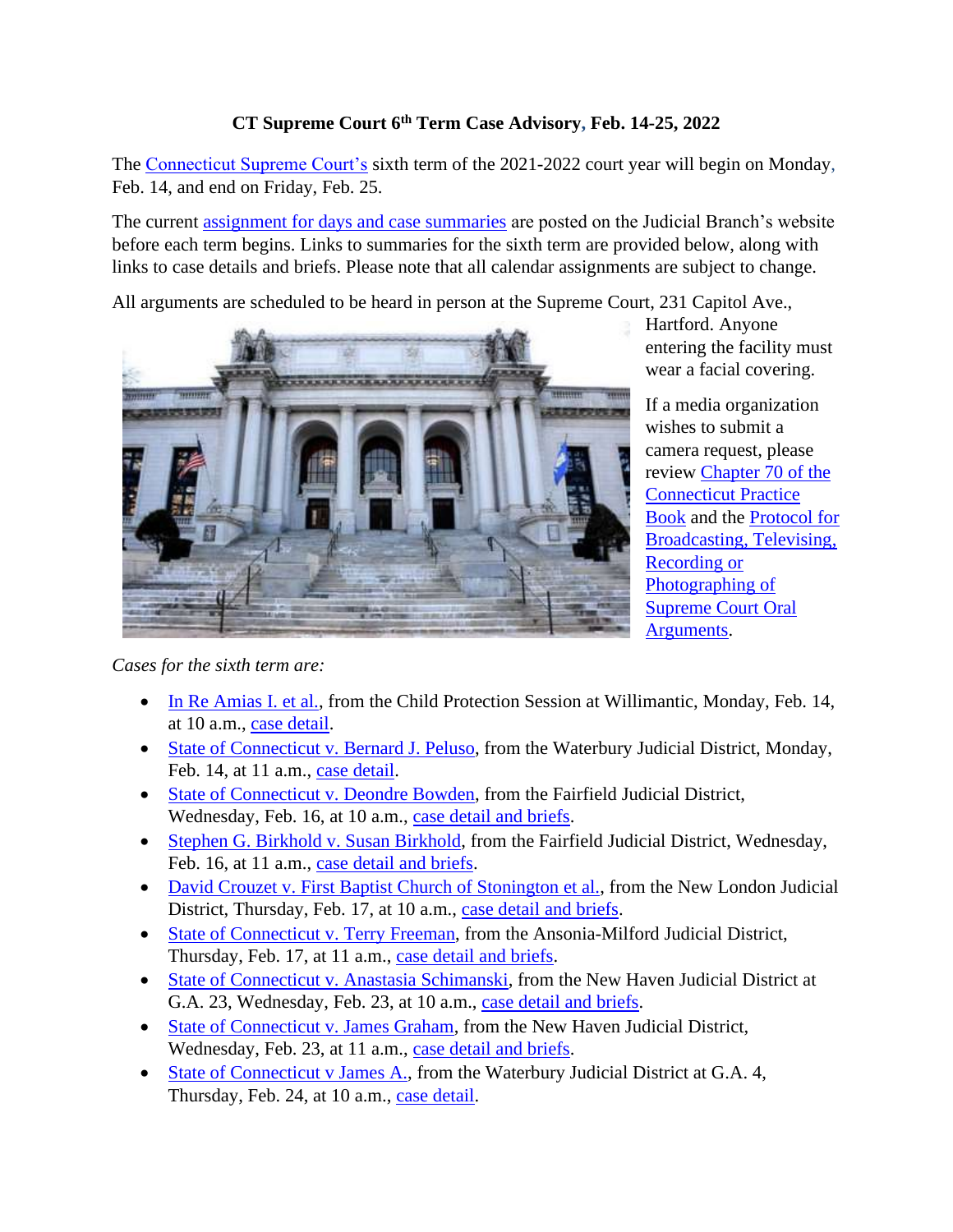**CT Supreme Court 6th Term Case Advisory, Feb. 14-25, 2022**

The Connecticut Supreme Court's sixth term of the 2021-2022 court year will begin on Monday, Feb. 14, and end on Friday, Feb. 25.

The current assignment for days and case summaries are posted on the Judicial Branch's website before each term begins. Links to summaries for the sixth term are provided below, along with links to case details and briefs. Please note that all calendar assignments are subject to change.

All arguments are scheduled to be heard in person at the Supreme Court, 231 Capitol Ave., Hartford. Anyone entering the facility must wear a facial covering.

If a media organization wishes to submit a camera request, please review Chapter 70 of the Connecticut Practice Book and the Protocol for Broadcasting, Televising, Recording or Photographing of Supreme Court Oral Arguments.

*Cases for the sixth term are:*

- In Re Amias I. et al., from the Child Protection Session at Willimantic, Monday, Feb. 14, at 10 a.m., case detail.
- State of Connecticut v. Bernard J. Peluso, from the Waterbury Judicial District, Monday, Feb. 14, at 11 a.m., case detail.
- State of Connecticut v. Deondre Bowden, from the Fairfield Judicial District, Wednesday, Feb. 16, at 10 a.m., case detail and briefs.
- Stephen G. Birkhold v. Susan Birkhold, from the Fairfield Judicial District, Wednesday, Feb. 16, at 11 a.m., case detail and briefs.
- David Crouzet v. First Baptist Church of Stonington et al., from the New London Judicial District, Thursday, Feb. 17, at 10 a.m., case detail and briefs.
- State of Connecticut v. Terry Freeman, from the Ansonia-Milford Judicial District, Thursday, Feb. 17, at 11 a.m., case detail and briefs.
- State of Connecticut v. Anastasia Schimanski, from the New Haven Judicial District at G.A. 23, Wednesday, Feb. 23, at 10 a.m., case detail and briefs.
- State of Connecticut v. James Graham, from the New Haven Judicial District, Wednesday, Feb. 23, at 11 a.m., case detail and briefs.
- State of Connecticut v James A., from the Waterbury Judicial District at G.A. 4, Thursday, Feb. 24, at 10 a.m., case detail.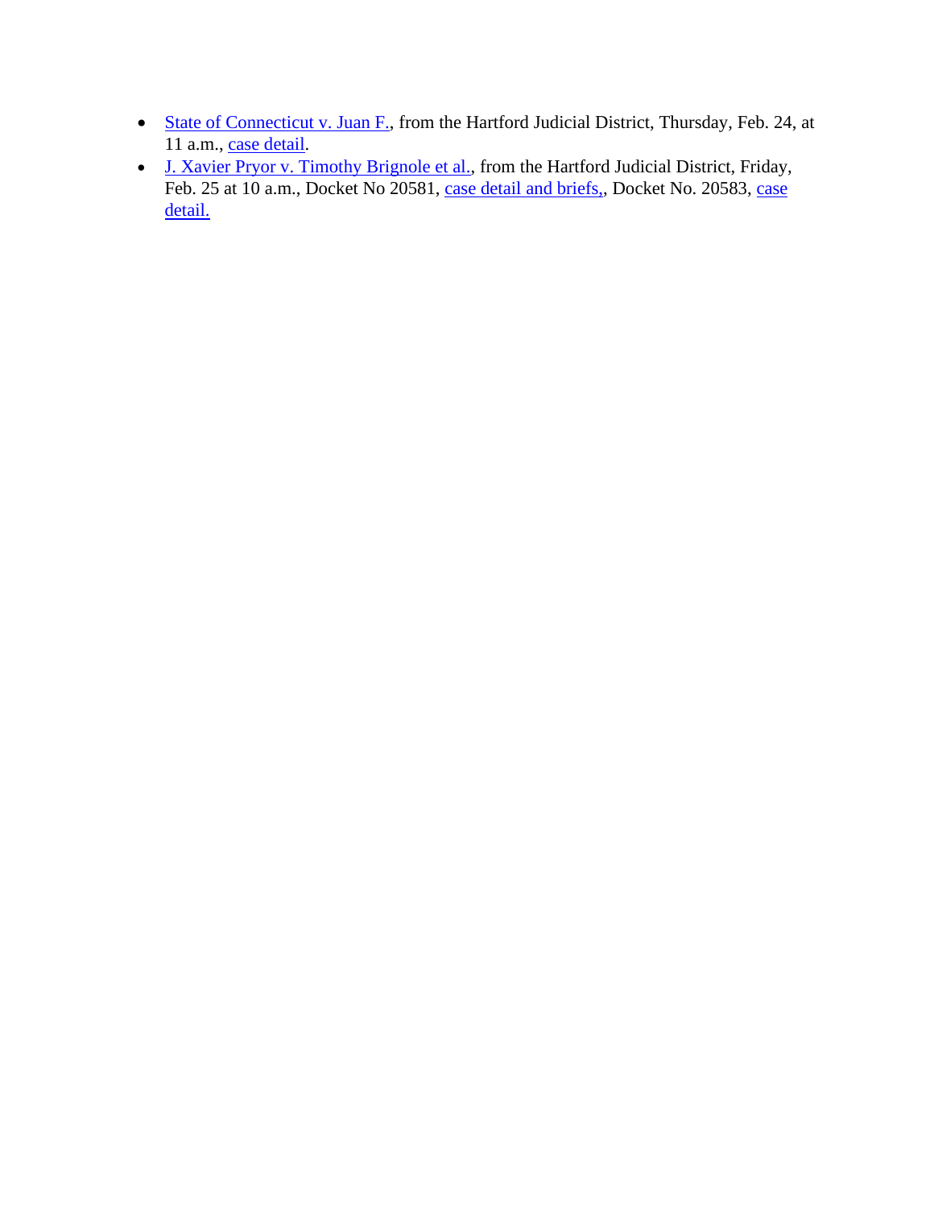- State of Connecticut v. Juan F., from the Hartford Judicial District, Thursday, Feb. 24, at 11 a.m., case detail.
- J. Xavier Pryor v. Timothy Brignole et al., from the Hartford Judicial District, Friday, Feb. 25 at 10 a.m., Docket No 20581, case detail and briefs,, Docket No. 20583, case detail.